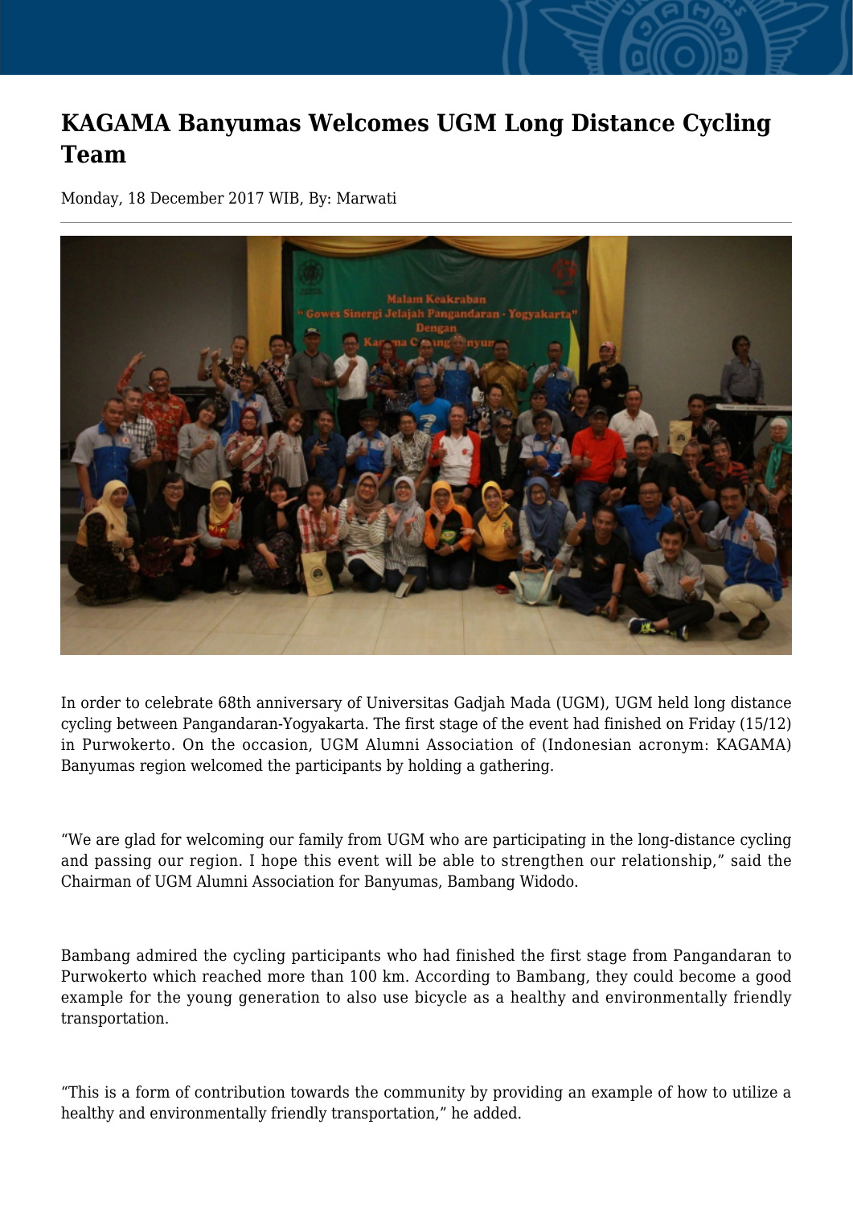# KAGAMA Banyumas Welcomes UGM Long Distance Cycling Team

Monday, 18 December 2017 WIB, By: Marwati

In order to celebrate 68th anniversary of Universitas Gadjah Mada (UGM), UGM held long distance cycling between Pangandaran-Yogyakarta. The first stage of the event had finished on Friday (15/12) in Purwokerto. On the occasion, UGM Alumni Association of (Indonesian acronym: KAGAMA) Banyumas region welcomed the participants by holding a gathering.

“We are glad for welcoming our family from UGM who are participating in the long-distance cycling and passing our region. I hope this event will be able to strengthen our relationship,” said the Chairman of UGM Alumni Association for Banyumas, Bambang Widodo.

Bambang admired the cycling participants who had finished the first stage from Pangandaran to Purwokerto which reached more than 100 km. According to Bambang, they could become a good example for the young generation to also use bicycle as a healthy and environmentally friendly transportation.

“This is a form of contribution towards the community by providing an example of how to utilize a healthy and environmentally friendly transportation,” he added.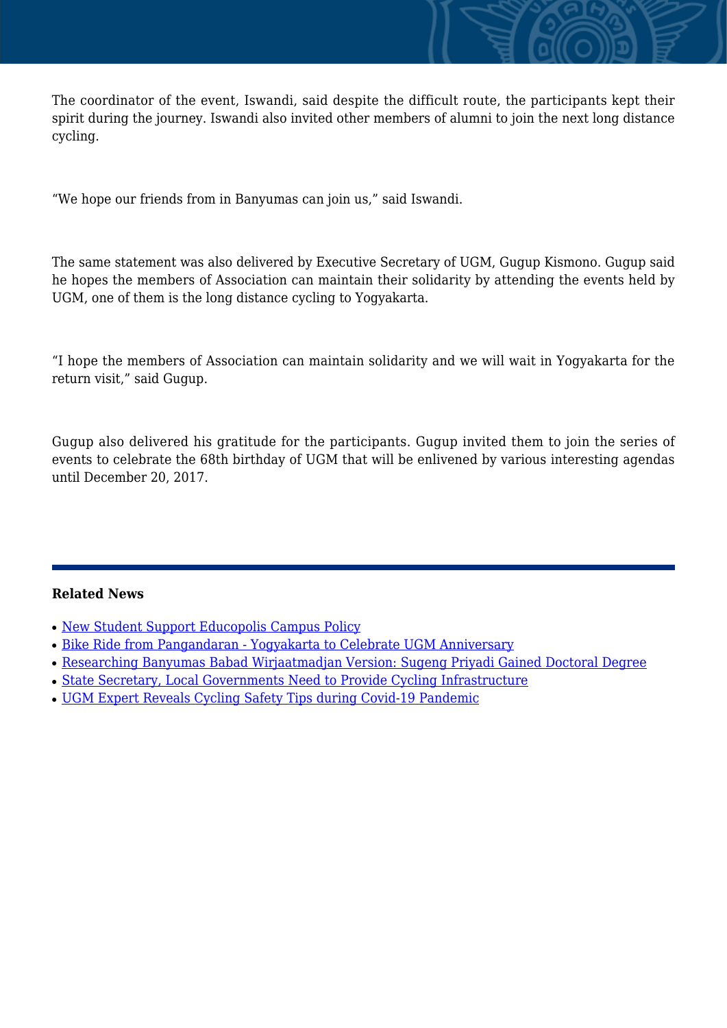The coordinator of the event, Iswandi, said despite the difficult route, the participants kept their spirit during the journey. Iswandi also invited other members of alumni to join the next long distance cycling.

“We hope our friends from in Banyumas can join us,” said Iswandi.

The same statement was also delivered by Executive Secretary of UGM, Gugup Kismono. Gugup said he hopes the members of Association can maintain their solidarity by attending the events held by UGM, one of them is the long distance cycling to Yogyakarta.

“I hope the members of Association can maintain solidarity and we will wait in Yogyakarta for the return visit,” said Gugup.

Gugup also delivered his gratitude for the participants. Gugup invited them to join the series of events to celebrate the 68th birthday of UGM that will be enlivened by various interesting agendas until December 20, 2017.

### Related News

- New Student Support Educopolis Campus Policy
- Bike Ride from Pangandaran - Yogyakarta to Celebrate UGM Anniversary
- Researching Banyumas Babad Wirjaatmadjan Version: Sugeng Priyadi Gained Doctoral Degree
- State Secretary, Local Governments Need to Provide Cycling Infrastructure
- UGM Expert Reveals Cycling Safety Tips during Covid-19 Pandemic